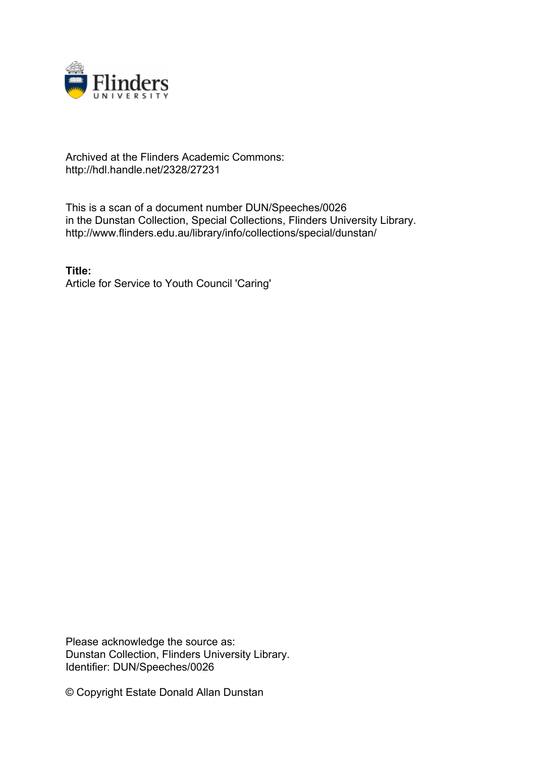Archived at the Flinders Academic Commons:
http://hdl.handle.net/2328/27231

This is a scan of a document number DUN/Speeches/0026
in the Dunstan Collection, Special Collections, Flinders University Library.
http://www.flinders.edu.au/library/info/collections/special/dunstan/

**Title:**
Article for Service to Youth Council 'Caring'

Please acknowledge the source as:
Dunstan Collection, Flinders University Library.
Identifier: DUN/Speeches/0026

© Copyright Estate Donald Allan Dunstan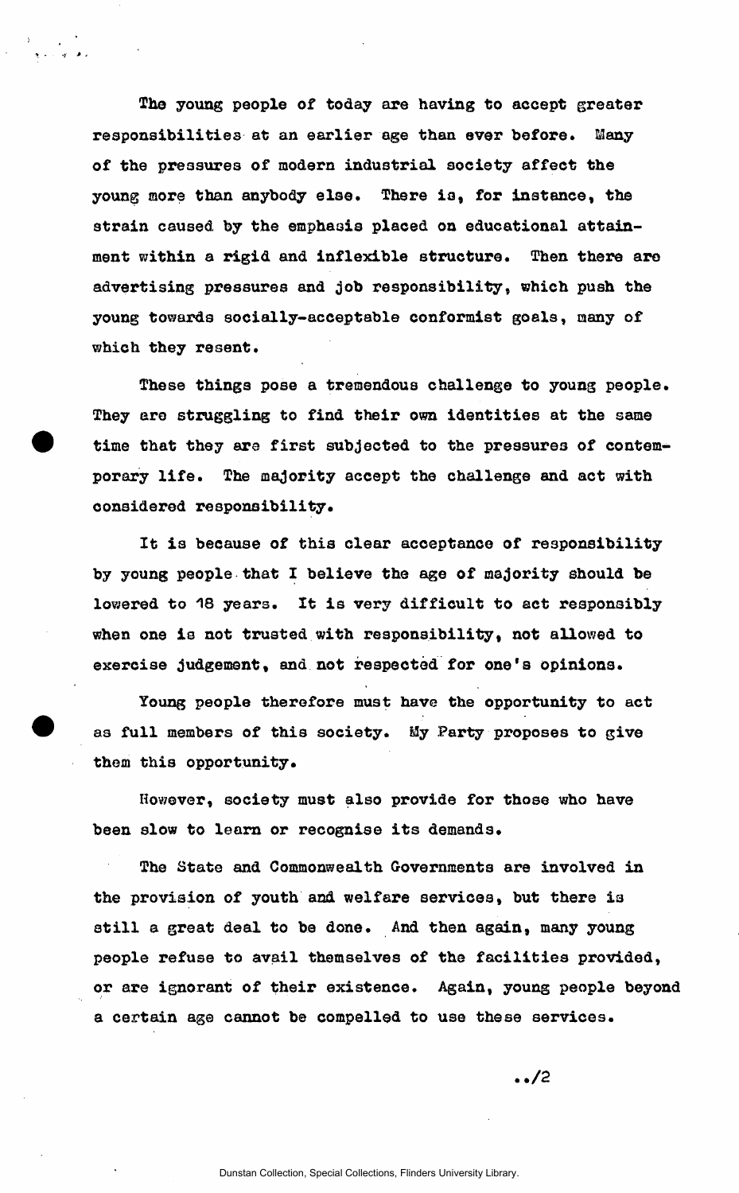The young people of today are having to accept greater responsibilities at an earlier age than ever before. Many of the pressures of modern industrial society affect the young more than anybody else. There is, for instance, the strain caused by the emphasis placed on educational attainment within a rigid and inflexible structure. Then there are advertising pressures and job responsibility, which push the young towards socially-acceptable conformist goals, many of which they resent.

These things pose a tremendous challenge to young people. They are struggling to find their own identities at the same time that they are first subjected to the pressures of contemporary life. The majority accept the challenge and act with considered responsibility.

It is because of this clear acceptance of responsibility by young people that I believe the age of majority should be lowered to 18 years. It is very difficult to act responsibly when one is not trusted with responsibility, not allowed to exercise judgement, and not respected for one's opinions.

Young people therefore must have the opportunity to act as full members of this society. My Party proposes to give them this opportunity.

However, society must also provide for those who have been slow to learn or recognise its demands.

The State and Commonwealth Governments are involved in the provision of youth and welfare services, but there is still a great deal to be done. And then again, many young people refuse to avail themselves of the facilities provided, or are ignorant of their existence. Again, young people beyond a certain age cannot be compelled to use these services.

../2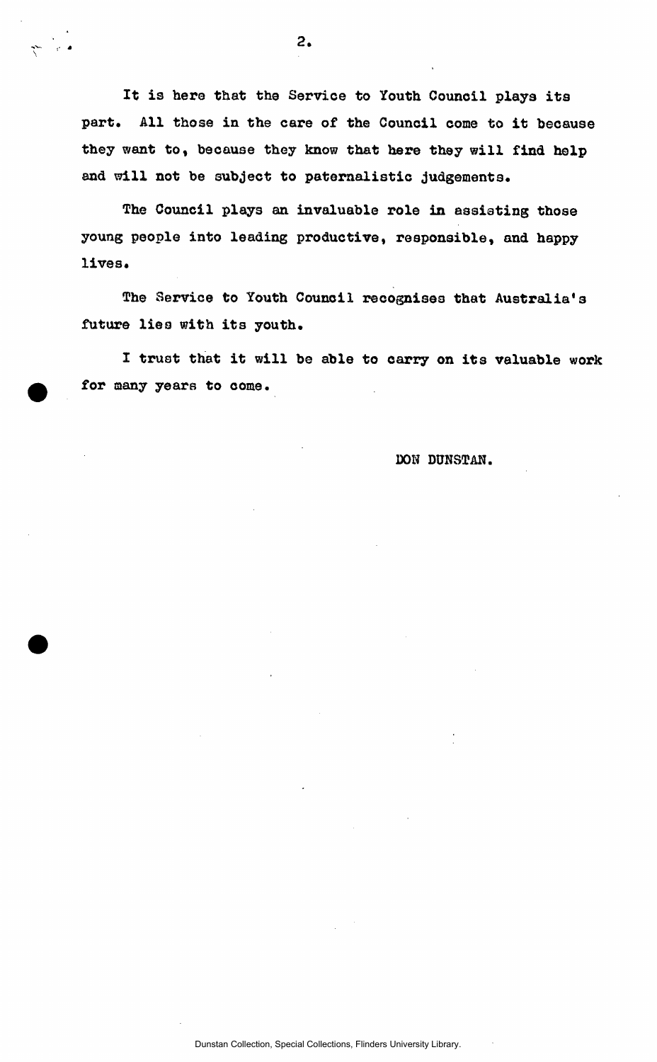It is here that the Service to Youth Council plays its part. All those in the care of the Council come to it because they want to, because they know that here they will find help and will not be subject to paternalistic judgements.

The Council plays an invaluable role in assisting those young people into leading productive, responsible, and happy lives.

The Service to Youth Council recognises that Australia's future lies with its youth.

I trust that it will be able to carry on its valuable work for many years to come.

DON DUNSTAN.

Dunstan Collection, Special Collections, Flinders University Library.